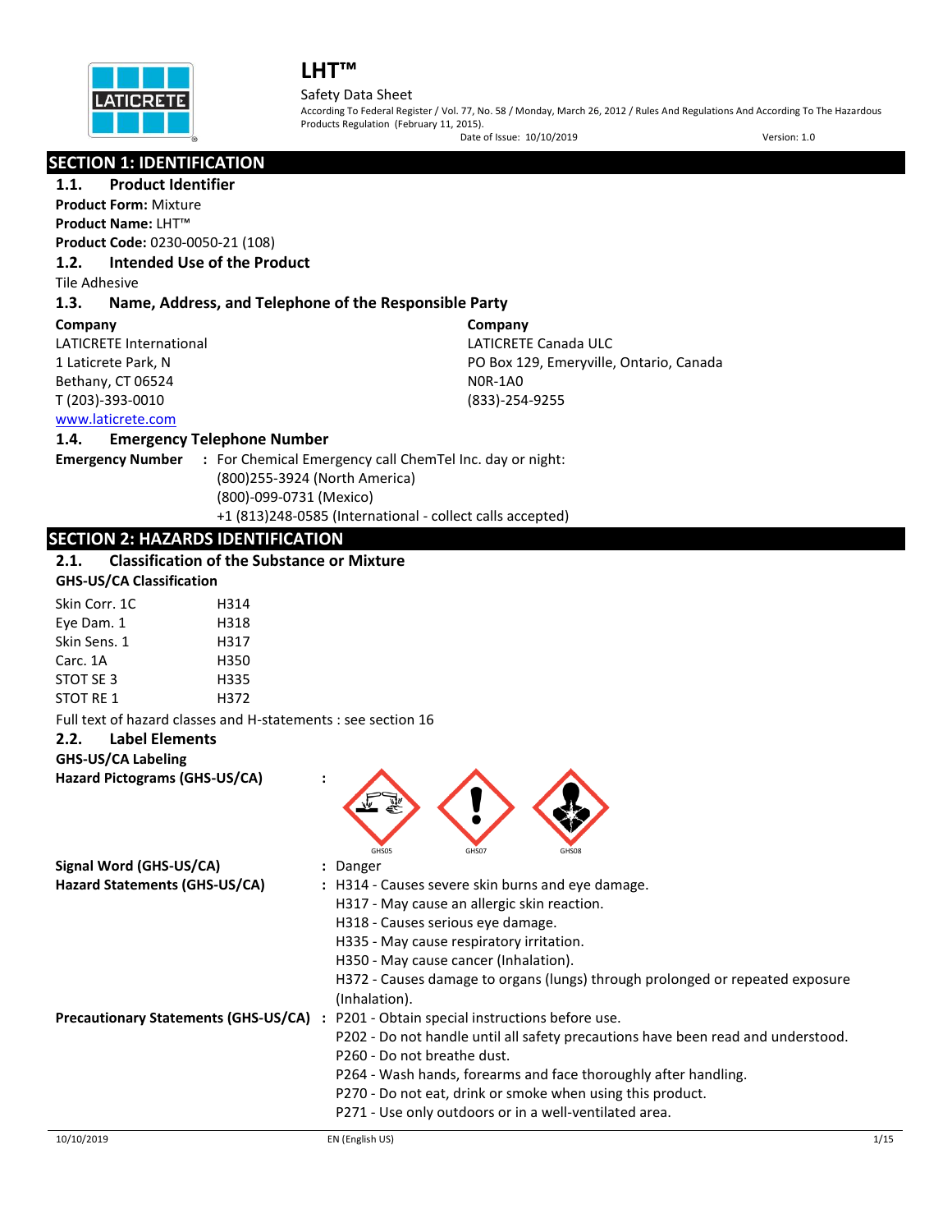# LHT™

Safety Data Sheet

According To Federal Register / Vol. 77, No. 58 / Monday, March 26, 2012 / Rules And Regulations And According To The Hazardous Products Regulation (February 11, 2015).

Date of Issue: 10/10/2019 Version: 1.0

## SECTION 1: IDENTIFICATION

### 1.1. Product Identifier

**Product Form:** Mixture

**Product Name:** LHT™

**Product Code:** 0230-0050-21 (108)

### 1.2. Intended Use of the Product

Tile Adhesive

### 1.3. Name, Address, and Telephone of the Responsible Party

**Company**
LATICRETE International
1 Laticrete Park, N
Bethany, CT 06524
T (203)-393-0010
www.laticrete.com

**Company**
LATICRETE Canada ULC
PO Box 129, Emeryville, Ontario, Canada
N0R-1A0
(833)-254-9255

### 1.4. Emergency Telephone Number

**Emergency Number** : For Chemical Emergency call ChemTel Inc. day or night:
(800)255-3924 (North America)
(800)-099-0731 (Mexico)
+1 (813)248-0585 (International - collect calls accepted)

## SECTION 2: HAZARDS IDENTIFICATION

### 2.1. Classification of the Substance or Mixture

**GHS-US/CA Classification**

| | |
|---|---|
| Skin Corr. 1C | H314 |
| Eye Dam. 1 | H318 |
| Skin Sens. 1 | H317 |
| Carc. 1A | H350 |
| STOT SE 3 | H335 |
| STOT RE 1 | H372 |

Full text of hazard classes and H-statements : see section 16

### 2.2. Label Elements

**GHS-US/CA Labeling**

**Hazard Pictograms (GHS-US/CA)** :

GHS05 GHS07 GHS08

**Signal Word (GHS-US/CA)** : Danger

**Hazard Statements (GHS-US/CA)** : H314 - Causes severe skin burns and eye damage.
H317 - May cause an allergic skin reaction.
H318 - Causes serious eye damage.
H335 - May cause respiratory irritation.
H350 - May cause cancer (Inhalation).
H372 - Causes damage to organs (lungs) through prolonged or repeated exposure (Inhalation).

**Precautionary Statements (GHS-US/CA)** : P201 - Obtain special instructions before use.
P202 - Do not handle until all safety precautions have been read and understood.
P260 - Do not breathe dust.
P264 - Wash hands, forearms and face thoroughly after handling.
P270 - Do not eat, drink or smoke when using this product.
P271 - Use only outdoors or in a well-ventilated area.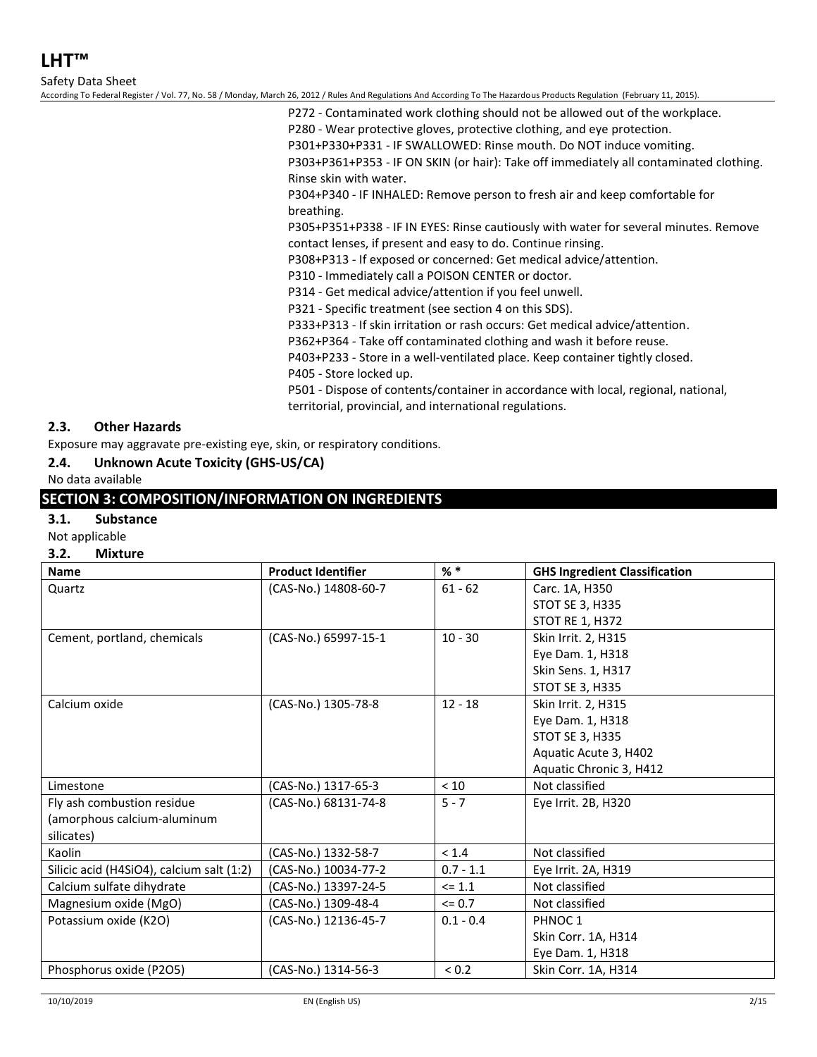P272 - Contaminated work clothing should not be allowed out of the workplace.
P280 - Wear protective gloves, protective clothing, and eye protection.
P301+P330+P331 - IF SWALLOWED: Rinse mouth. Do NOT induce vomiting.
P303+P361+P353 - IF ON SKIN (or hair): Take off immediately all contaminated clothing. Rinse skin with water.
P304+P340 - IF INHALED: Remove person to fresh air and keep comfortable for breathing.
P305+P351+P338 - IF IN EYES: Rinse cautiously with water for several minutes. Remove contact lenses, if present and easy to do. Continue rinsing.
P308+P313 - If exposed or concerned: Get medical advice/attention.
P310 - Immediately call a POISON CENTER or doctor.
P314 - Get medical advice/attention if you feel unwell.
P321 - Specific treatment (see section 4 on this SDS).
P333+P313 - If skin irritation or rash occurs: Get medical advice/attention.
P362+P364 - Take off contaminated clothing and wash it before reuse.
P403+P233 - Store in a well-ventilated place. Keep container tightly closed.
P405 - Store locked up.
P501 - Dispose of contents/container in accordance with local, regional, national, territorial, provincial, and international regulations.

### 2.3. Other Hazards

Exposure may aggravate pre-existing eye, skin, or respiratory conditions.

### 2.4. Unknown Acute Toxicity (GHS-US/CA)

No data available

## SECTION 3: COMPOSITION/INFORMATION ON INGREDIENTS

### 3.1. Substance

Not applicable

### 3.2. Mixture

| Name | Product Identifier | % * | GHS Ingredient Classification |
|---|---|---|---|
| Quartz | (CAS-No.) 14808-60-7 | 61 - 62 | Carc. 1A, H350<br>STOT SE 3, H335<br>STOT RE 1, H372 |
| Cement, portland, chemicals | (CAS-No.) 65997-15-1 | 10 - 30 | Skin Irrit. 2, H315<br>Eye Dam. 1, H318<br>Skin Sens. 1, H317<br>STOT SE 3, H335 |
| Calcium oxide | (CAS-No.) 1305-78-8 | 12 - 18 | Skin Irrit. 2, H315<br>Eye Dam. 1, H318<br>STOT SE 3, H335<br>Aquatic Acute 3, H402<br>Aquatic Chronic 3, H412 |
| Limestone | (CAS-No.) 1317-65-3 | < 10 | Not classified |
| Fly ash combustion residue (amorphous calcium-aluminum silicates) | (CAS-No.) 68131-74-8 | 5 - 7 | Eye Irrit. 2B, H320 |
| Kaolin | (CAS-No.) 1332-58-7 | < 1.4 | Not classified |
| Silicic acid (H4SiO4), calcium salt (1:2) | (CAS-No.) 10034-77-2 | 0.7 - 1.1 | Eye Irrit. 2A, H319 |
| Calcium sulfate dihydrate | (CAS-No.) 13397-24-5 | <= 1.1 | Not classified |
| Magnesium oxide (MgO) | (CAS-No.) 1309-48-4 | <= 0.7 | Not classified |
| Potassium oxide (K2O) | (CAS-No.) 12136-45-7 | 0.1 - 0.4 | PHNOC 1<br>Skin Corr. 1A, H314<br>Eye Dam. 1, H318 |
| Phosphorus oxide (P2O5) | (CAS-No.) 1314-56-3 | < 0.2 | Skin Corr. 1A, H314 |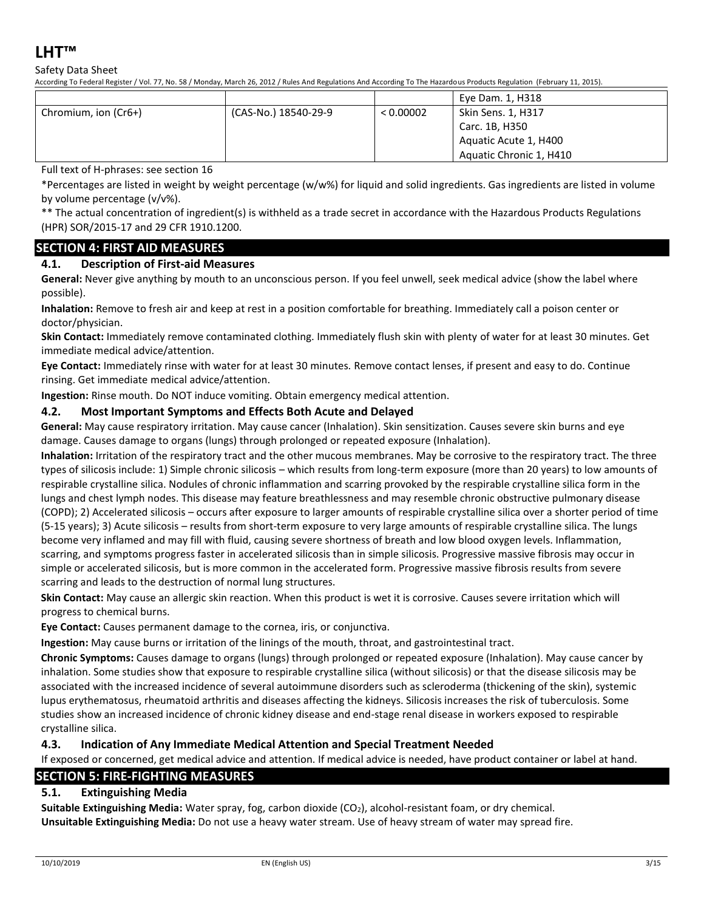| | | | |
|---|---|---|---|
| | | | Eye Dam. 1, H318 |
| Chromium, ion (Cr6+) | (CAS-No.) 18540-29-9 | < 0.00002 | Skin Sens. 1, H317<br>Carc. 1B, H350<br>Aquatic Acute 1, H400<br>Aquatic Chronic 1, H410 |

Full text of H-phrases: see section 16

*Percentages are listed in weight by weight percentage (w/w%) for liquid and solid ingredients. Gas ingredients are listed in volume by volume percentage (v/v%).

** The actual concentration of ingredient(s) is withheld as a trade secret in accordance with the Hazardous Products Regulations (HPR) SOR/2015-17 and 29 CFR 1910.1200.

## SECTION 4: FIRST AID MEASURES

### 4.1. Description of First-aid Measures

**General:** Never give anything by mouth to an unconscious person. If you feel unwell, seek medical advice (show the label where possible).

**Inhalation:** Remove to fresh air and keep at rest in a position comfortable for breathing. Immediately call a poison center or doctor/physician.

**Skin Contact:** Immediately remove contaminated clothing. Immediately flush skin with plenty of water for at least 30 minutes. Get immediate medical advice/attention.

**Eye Contact:** Immediately rinse with water for at least 30 minutes. Remove contact lenses, if present and easy to do. Continue rinsing. Get immediate medical advice/attention.

**Ingestion:** Rinse mouth. Do NOT induce vomiting. Obtain emergency medical attention.

### 4.2. Most Important Symptoms and Effects Both Acute and Delayed

**General:** May cause respiratory irritation. May cause cancer (Inhalation). Skin sensitization. Causes severe skin burns and eye damage. Causes damage to organs (lungs) through prolonged or repeated exposure (Inhalation).

**Inhalation:** Irritation of the respiratory tract and the other mucous membranes. May be corrosive to the respiratory tract. The three types of silicosis include: 1) Simple chronic silicosis – which results from long-term exposure (more than 20 years) to low amounts of respirable crystalline silica. Nodules of chronic inflammation and scarring provoked by the respirable crystalline silica form in the lungs and chest lymph nodes. This disease may feature breathlessness and may resemble chronic obstructive pulmonary disease (COPD); 2) Accelerated silicosis – occurs after exposure to larger amounts of respirable crystalline silica over a shorter period of time (5-15 years); 3) Acute silicosis – results from short-term exposure to very large amounts of respirable crystalline silica. The lungs become very inflamed and may fill with fluid, causing severe shortness of breath and low blood oxygen levels. Inflammation, scarring, and symptoms progress faster in accelerated silicosis than in simple silicosis. Progressive massive fibrosis may occur in simple or accelerated silicosis, but is more common in the accelerated form. Progressive massive fibrosis results from severe scarring and leads to the destruction of normal lung structures.

**Skin Contact:** May cause an allergic skin reaction. When this product is wet it is corrosive. Causes severe irritation which will progress to chemical burns.

**Eye Contact:** Causes permanent damage to the cornea, iris, or conjunctiva.

**Ingestion:** May cause burns or irritation of the linings of the mouth, throat, and gastrointestinal tract.

**Chronic Symptoms:** Causes damage to organs (lungs) through prolonged or repeated exposure (Inhalation). May cause cancer by inhalation. Some studies show that exposure to respirable crystalline silica (without silicosis) or that the disease silicosis may be associated with the increased incidence of several autoimmune disorders such as scleroderma (thickening of the skin), systemic lupus erythematosus, rheumatoid arthritis and diseases affecting the kidneys. Silicosis increases the risk of tuberculosis. Some studies show an increased incidence of chronic kidney disease and end-stage renal disease in workers exposed to respirable crystalline silica.

### 4.3. Indication of Any Immediate Medical Attention and Special Treatment Needed

If exposed or concerned, get medical advice and attention. If medical advice is needed, have product container or label at hand.

## SECTION 5: FIRE-FIGHTING MEASURES

### 5.1. Extinguishing Media

**Suitable Extinguishing Media:** Water spray, fog, carbon dioxide ($CO_2$), alcohol-resistant foam, or dry chemical.

**Unsuitable Extinguishing Media:** Do not use a heavy water stream. Use of heavy stream of water may spread fire.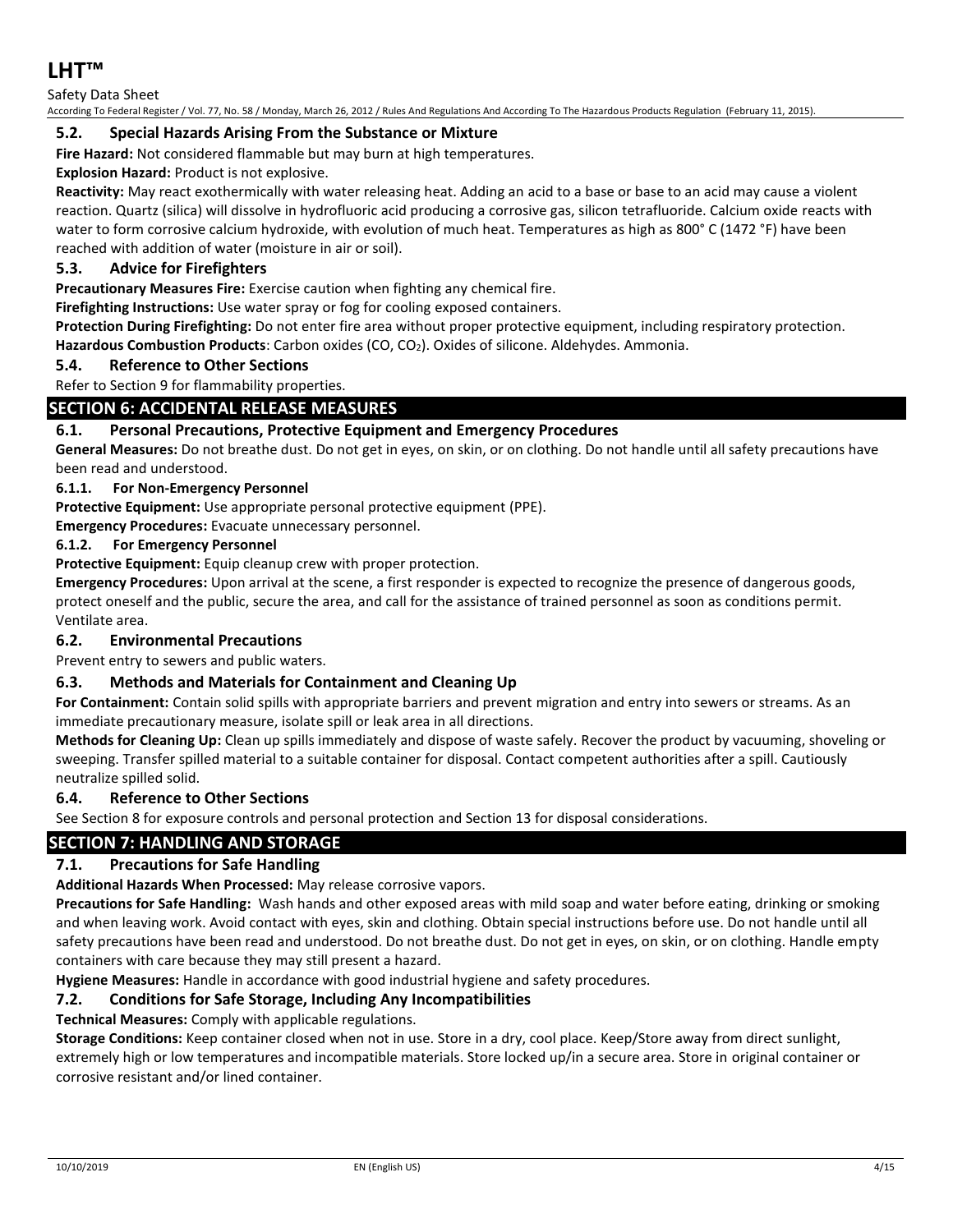### 5.2. Special Hazards Arising From the Substance or Mixture

**Fire Hazard:** Not considered flammable but may burn at high temperatures.

**Explosion Hazard:** Product is not explosive.

**Reactivity:** May react exothermically with water releasing heat. Adding an acid to a base or base to an acid may cause a violent reaction. Quartz (silica) will dissolve in hydrofluoric acid producing a corrosive gas, silicon tetrafluoride. Calcium oxide reacts with water to form corrosive calcium hydroxide, with evolution of much heat. Temperatures as high as 800° C (1472 °F) have been reached with addition of water (moisture in air or soil).

### 5.3. Advice for Firefighters

**Precautionary Measures Fire:** Exercise caution when fighting any chemical fire.

**Firefighting Instructions:** Use water spray or fog for cooling exposed containers.

**Protection During Firefighting:** Do not enter fire area without proper protective equipment, including respiratory protection.

**Hazardous Combustion Products**: Carbon oxides ($CO$, $CO_2$). Oxides of silicone. Aldehydes. Ammonia.

### 5.4. Reference to Other Sections

Refer to Section 9 for flammability properties.

## SECTION 6: ACCIDENTAL RELEASE MEASURES

### 6.1. Personal Precautions, Protective Equipment and Emergency Procedures

**General Measures:** Do not breathe dust. Do not get in eyes, on skin, or on clothing. Do not handle until all safety precautions have been read and understood.

#### 6.1.1. For Non-Emergency Personnel

**Protective Equipment:** Use appropriate personal protective equipment (PPE).

**Emergency Procedures:** Evacuate unnecessary personnel.

#### 6.1.2. For Emergency Personnel

**Protective Equipment:** Equip cleanup crew with proper protection.

**Emergency Procedures:** Upon arrival at the scene, a first responder is expected to recognize the presence of dangerous goods, protect oneself and the public, secure the area, and call for the assistance of trained personnel as soon as conditions permit. Ventilate area.

### 6.2. Environmental Precautions

Prevent entry to sewers and public waters.

### 6.3. Methods and Materials for Containment and Cleaning Up

**For Containment:** Contain solid spills with appropriate barriers and prevent migration and entry into sewers or streams. As an immediate precautionary measure, isolate spill or leak area in all directions.

**Methods for Cleaning Up:** Clean up spills immediately and dispose of waste safely. Recover the product by vacuuming, shoveling or sweeping. Transfer spilled material to a suitable container for disposal. Contact competent authorities after a spill. Cautiously neutralize spilled solid.

### 6.4. Reference to Other Sections

See Section 8 for exposure controls and personal protection and Section 13 for disposal considerations.

## SECTION 7: HANDLING AND STORAGE

### 7.1. Precautions for Safe Handling

**Additional Hazards When Processed:** May release corrosive vapors.

**Precautions for Safe Handling:** Wash hands and other exposed areas with mild soap and water before eating, drinking or smoking and when leaving work. Avoid contact with eyes, skin and clothing. Obtain special instructions before use. Do not handle until all safety precautions have been read and understood. Do not breathe dust. Do not get in eyes, on skin, or on clothing. Handle empty containers with care because they may still present a hazard.

**Hygiene Measures:** Handle in accordance with good industrial hygiene and safety procedures.

### 7.2. Conditions for Safe Storage, Including Any Incompatibilities

**Technical Measures:** Comply with applicable regulations.

**Storage Conditions:** Keep container closed when not in use. Store in a dry, cool place. Keep/Store away from direct sunlight, extremely high or low temperatures and incompatible materials. Store locked up/in a secure area. Store in original container or corrosive resistant and/or lined container.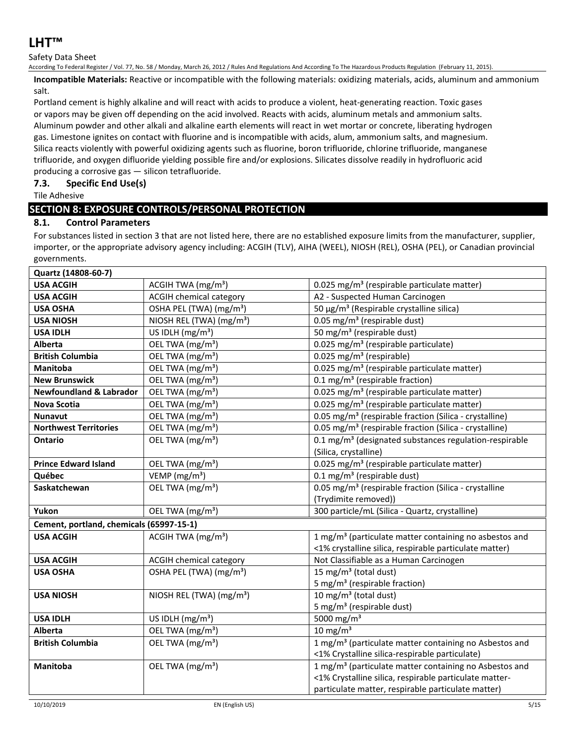**Incompatible Materials:** Reactive or incompatible with the following materials: oxidizing materials, acids, aluminum and ammonium salt.

Portland cement is highly alkaline and will react with acids to produce a violent, heat-generating reaction. Toxic gases or vapors may be given off depending on the acid involved. Reacts with acids, aluminum metals and ammonium salts. Aluminum powder and other alkali and alkaline earth elements will react in wet mortar or concrete, liberating hydrogen gas. Limestone ignites on contact with fluorine and is incompatible with acids, alum, ammonium salts, and magnesium. Silica reacts violently with powerful oxidizing agents such as fluorine, boron trifluoride, chlorine trifluoride, manganese trifluoride, and oxygen difluoride yielding possible fire and/or explosions. Silicates dissolve readily in hydrofluoric acid producing a corrosive gas — silicon tetrafluoride.

### 7.3. Specific End Use(s)

Tile Adhesive

## SECTION 8: EXPOSURE CONTROLS/PERSONAL PROTECTION

### 8.1. Control Parameters

For substances listed in section 3 that are not listed here, there are no established exposure limits from the manufacturer, supplier, importer, or the appropriate advisory agency including: ACGIH (TLV), AIHA (WEEL), NIOSH (REL), OSHA (PEL), or Canadian provincial governments.

| **Quartz (14808-60-7)** | | |
|---|---|---|
| **USA ACGIH** | ACGIH TWA (mg/m³) | 0.025 mg/m³ (respirable particulate matter) |
| **USA ACGIH** | ACGIH chemical category | A2 - Suspected Human Carcinogen |
| **USA OSHA** | OSHA PEL (TWA) (mg/m³) | 50 µg/m³ (Respirable crystalline silica) |
| **USA NIOSH** | NIOSH REL (TWA) (mg/m³) | 0.05 mg/m³ (respirable dust) |
| **USA IDLH** | US IDLH (mg/m³) | 50 mg/m³ (respirable dust) |
| **Alberta** | OEL TWA (mg/m³) | 0.025 mg/m³ (respirable particulate) |
| **British Columbia** | OEL TWA (mg/m³) | 0.025 mg/m³ (respirable) |
| **Manitoba** | OEL TWA (mg/m³) | 0.025 mg/m³ (respirable particulate matter) |
| **New Brunswick** | OEL TWA (mg/m³) | 0.1 mg/m³ (respirable fraction) |
| **Newfoundland & Labrador** | OEL TWA (mg/m³) | 0.025 mg/m³ (respirable particulate matter) |
| **Nova Scotia** | OEL TWA (mg/m³) | 0.025 mg/m³ (respirable particulate matter) |
| **Nunavut** | OEL TWA (mg/m³) | 0.05 mg/m³ (respirable fraction (Silica - crystalline) |
| **Northwest Territories** | OEL TWA (mg/m³) | 0.05 mg/m³ (respirable fraction (Silica - crystalline) |
| **Ontario** | OEL TWA (mg/m³) | 0.1 mg/m³ (designated substances regulation-respirable (Silica, crystalline) |
| **Prince Edward Island** | OEL TWA (mg/m³) | 0.025 mg/m³ (respirable particulate matter) |
| **Québec** | VEMP (mg/m³) | 0.1 mg/m³ (respirable dust) |
| **Saskatchewan** | OEL TWA (mg/m³) | 0.05 mg/m³ (respirable fraction (Silica - crystalline (Trydimite removed)) |
| **Yukon** | OEL TWA (mg/m³) | 300 particle/mL (Silica - Quartz, crystalline) |
| **Cement, portland, chemicals (65997-15-1)** | | |
| **USA ACGIH** | ACGIH TWA (mg/m³) | 1 mg/m³ (particulate matter containing no asbestos and <1% crystalline silica, respirable particulate matter) |
| **USA ACGIH** | ACGIH chemical category | Not Classifiable as a Human Carcinogen |
| **USA OSHA** | OSHA PEL (TWA) (mg/m³) | 15 mg/m³ (total dust)<br>5 mg/m³ (respirable fraction) |
| **USA NIOSH** | NIOSH REL (TWA) (mg/m³) | 10 mg/m³ (total dust)<br>5 mg/m³ (respirable dust) |
| **USA IDLH** | US IDLH (mg/m³) | 5000 mg/m³ |
| **Alberta** | OEL TWA (mg/m³) | 10 mg/m³ |
| **British Columbia** | OEL TWA (mg/m³) | 1 mg/m³ (particulate matter containing no Asbestos and <1% Crystalline silica-respirable particulate) |
| **Manitoba** | OEL TWA (mg/m³) | 1 mg/m³ (particulate matter containing no Asbestos and <1% Crystalline silica, respirable particulate matter-particulate matter, respirable particulate matter) |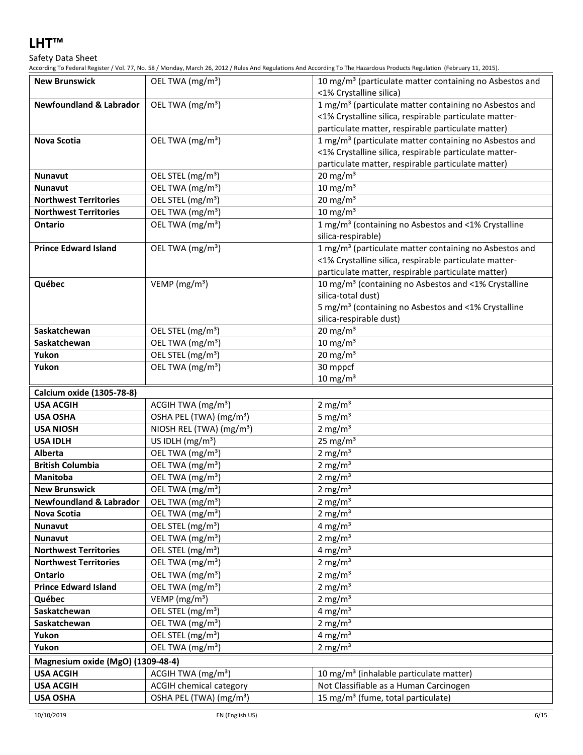| | | |
|---|---|---|
| **New Brunswick** | OEL TWA (mg/m³) | 10 mg/m³ (particulate matter containing no Asbestos and <1% Crystalline silica) |
| **Newfoundland & Labrador** | OEL TWA (mg/m³) | 1 mg/m³ (particulate matter containing no Asbestos and <1% Crystalline silica, respirable particulate matter-particulate matter, respirable particulate matter) |
| **Nova Scotia** | OEL TWA (mg/m³) | 1 mg/m³ (particulate matter containing no Asbestos and <1% Crystalline silica, respirable particulate matter-particulate matter, respirable particulate matter) |
| **Nunavut** | OEL STEL (mg/m³) | 20 mg/m³ |
| **Nunavut** | OEL TWA (mg/m³) | 10 mg/m³ |
| **Northwest Territories** | OEL STEL (mg/m³) | 20 mg/m³ |
| **Northwest Territories** | OEL TWA (mg/m³) | 10 mg/m³ |
| **Ontario** | OEL TWA (mg/m³) | 1 mg/m³ (containing no Asbestos and <1% Crystalline silica-respirable) |
| **Prince Edward Island** | OEL TWA (mg/m³) | 1 mg/m³ (particulate matter containing no Asbestos and <1% Crystalline silica, respirable particulate matter-particulate matter, respirable particulate matter) |
| **Québec** | VEMP (mg/m³) | 10 mg/m³ (containing no Asbestos and <1% Crystalline silica-total dust)<br>5 mg/m³ (containing no Asbestos and <1% Crystalline silica-respirable dust) |
| **Saskatchewan** | OEL STEL (mg/m³) | 20 mg/m³ |
| **Saskatchewan** | OEL TWA (mg/m³) | 10 mg/m³ |
| **Yukon** | OEL STEL (mg/m³) | 20 mg/m³ |
| **Yukon** | OEL TWA (mg/m³) | 30 mppcf<br>10 mg/m³ |
| **Calcium oxide (1305-78-8)** | | |
| **USA ACGIH** | ACGIH TWA (mg/m³) | 2 mg/m³ |
| **USA OSHA** | OSHA PEL (TWA) (mg/m³) | 5 mg/m³ |
| **USA NIOSH** | NIOSH REL (TWA) (mg/m³) | 2 mg/m³ |
| **USA IDLH** | US IDLH (mg/m³) | 25 mg/m³ |
| **Alberta** | OEL TWA (mg/m³) | 2 mg/m³ |
| **British Columbia** | OEL TWA (mg/m³) | 2 mg/m³ |
| **Manitoba** | OEL TWA (mg/m³) | 2 mg/m³ |
| **New Brunswick** | OEL TWA (mg/m³) | 2 mg/m³ |
| **Newfoundland & Labrador** | OEL TWA (mg/m³) | 2 mg/m³ |
| **Nova Scotia** | OEL TWA (mg/m³) | 2 mg/m³ |
| **Nunavut** | OEL STEL (mg/m³) | 4 mg/m³ |
| **Nunavut** | OEL TWA (mg/m³) | 2 mg/m³ |
| **Northwest Territories** | OEL STEL (mg/m³) | 4 mg/m³ |
| **Northwest Territories** | OEL TWA (mg/m³) | 2 mg/m³ |
| **Ontario** | OEL TWA (mg/m³) | 2 mg/m³ |
| **Prince Edward Island** | OEL TWA (mg/m³) | 2 mg/m³ |
| **Québec** | VEMP (mg/m³) | 2 mg/m³ |
| **Saskatchewan** | OEL STEL (mg/m³) | 4 mg/m³ |
| **Saskatchewan** | OEL TWA (mg/m³) | 2 mg/m³ |
| **Yukon** | OEL STEL (mg/m³) | 4 mg/m³ |
| **Yukon** | OEL TWA (mg/m³) | 2 mg/m³ |
| **Magnesium oxide (MgO) (1309-48-4)** | | |
| **USA ACGIH** | ACGIH TWA (mg/m³) | 10 mg/m³ (inhalable particulate matter) |
| **USA ACGIH** | ACGIH chemical category | Not Classifiable as a Human Carcinogen |
| **USA OSHA** | OSHA PEL (TWA) (mg/m³) | 15 mg/m³ (fume, total particulate) |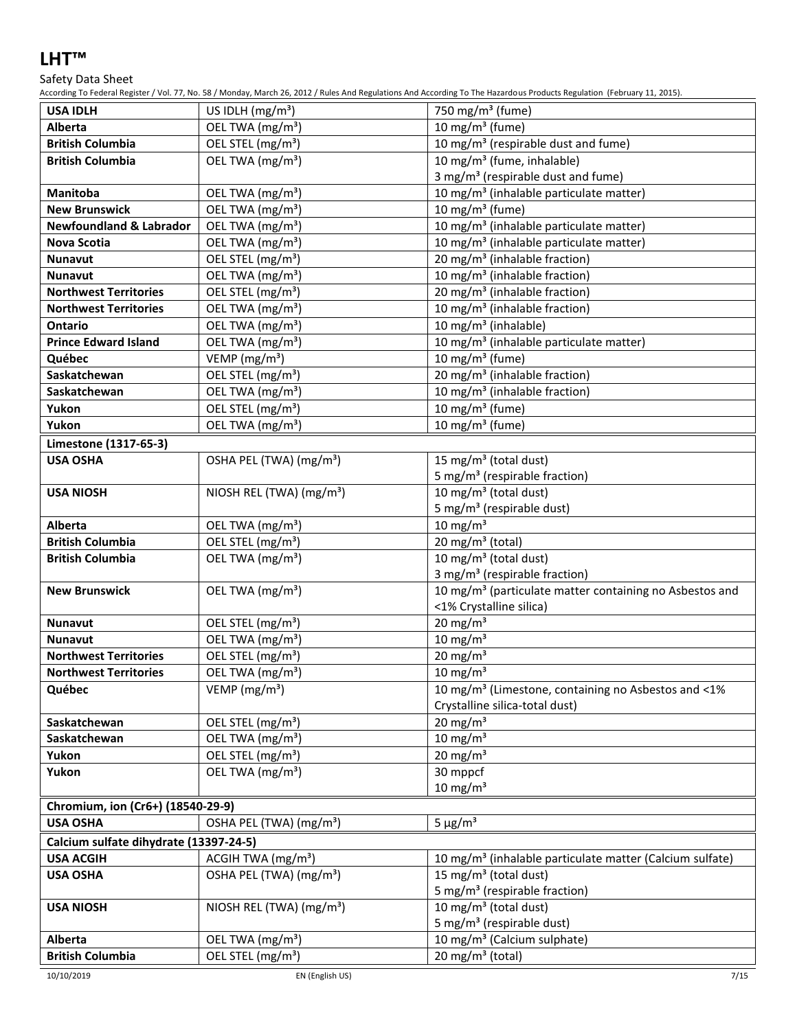| | | |
|---|---|---|
| **USA IDLH** | US IDLH (mg/m³) | 750 mg/m³ (fume) |
| **Alberta** | OEL TWA (mg/m³) | 10 mg/m³ (fume) |
| **British Columbia** | OEL STEL (mg/m³) | 10 mg/m³ (respirable dust and fume) |
| **British Columbia** | OEL TWA (mg/m³) | 10 mg/m³ (fume, inhalable)<br>3 mg/m³ (respirable dust and fume) |
| **Manitoba** | OEL TWA (mg/m³) | 10 mg/m³ (inhalable particulate matter) |
| **New Brunswick** | OEL TWA (mg/m³) | 10 mg/m³ (fume) |
| **Newfoundland & Labrador** | OEL TWA (mg/m³) | 10 mg/m³ (inhalable particulate matter) |
| **Nova Scotia** | OEL TWA (mg/m³) | 10 mg/m³ (inhalable particulate matter) |
| **Nunavut** | OEL STEL (mg/m³) | 20 mg/m³ (inhalable fraction) |
| **Nunavut** | OEL TWA (mg/m³) | 10 mg/m³ (inhalable fraction) |
| **Northwest Territories** | OEL STEL (mg/m³) | 20 mg/m³ (inhalable fraction) |
| **Northwest Territories** | OEL TWA (mg/m³) | 10 mg/m³ (inhalable fraction) |
| **Ontario** | OEL TWA (mg/m³) | 10 mg/m³ (inhalable) |
| **Prince Edward Island** | OEL TWA (mg/m³) | 10 mg/m³ (inhalable particulate matter) |
| **Québec** | VEMP (mg/m³) | 10 mg/m³ (fume) |
| **Saskatchewan** | OEL STEL (mg/m³) | 20 mg/m³ (inhalable fraction) |
| **Saskatchewan** | OEL TWA (mg/m³) | 10 mg/m³ (inhalable fraction) |
| **Yukon** | OEL STEL (mg/m³) | 10 mg/m³ (fume) |
| **Yukon** | OEL TWA (mg/m³) | 10 mg/m³ (fume) |
| **Limestone (1317-65-3)** | | |
| **USA OSHA** | OSHA PEL (TWA) (mg/m³) | 15 mg/m³ (total dust)<br>5 mg/m³ (respirable fraction) |
| **USA NIOSH** | NIOSH REL (TWA) (mg/m³) | 10 mg/m³ (total dust)<br>5 mg/m³ (respirable dust) |
| **Alberta** | OEL TWA (mg/m³) | 10 mg/m³ |
| **British Columbia** | OEL STEL (mg/m³) | 20 mg/m³ (total) |
| **British Columbia** | OEL TWA (mg/m³) | 10 mg/m³ (total dust)<br>3 mg/m³ (respirable fraction) |
| **New Brunswick** | OEL TWA (mg/m³) | 10 mg/m³ (particulate matter containing no Asbestos and <1% Crystalline silica) |
| **Nunavut** | OEL STEL (mg/m³) | 20 mg/m³ |
| **Nunavut** | OEL TWA (mg/m³) | 10 mg/m³ |
| **Northwest Territories** | OEL STEL (mg/m³) | 20 mg/m³ |
| **Northwest Territories** | OEL TWA (mg/m³) | 10 mg/m³ |
| **Québec** | VEMP (mg/m³) | 10 mg/m³ (Limestone, containing no Asbestos and <1% Crystalline silica-total dust) |
| **Saskatchewan** | OEL STEL (mg/m³) | 20 mg/m³ |
| **Saskatchewan** | OEL TWA (mg/m³) | 10 mg/m³ |
| **Yukon** | OEL STEL (mg/m³) | 20 mg/m³ |
| **Yukon** | OEL TWA (mg/m³) | 30 mppcf<br>10 mg/m³ |
| **Chromium, ion (Cr6+) (18540-29-9)** | | |
| **USA OSHA** | OSHA PEL (TWA) (mg/m³) | 5 µg/m³ |
| **Calcium sulfate dihydrate (13397-24-5)** | | |
| **USA ACGIH** | ACGIH TWA (mg/m³) | 10 mg/m³ (inhalable particulate matter (Calcium sulfate) |
| **USA OSHA** | OSHA PEL (TWA) (mg/m³) | 15 mg/m³ (total dust)<br>5 mg/m³ (respirable fraction) |
| **USA NIOSH** | NIOSH REL (TWA) (mg/m³) | 10 mg/m³ (total dust)<br>5 mg/m³ (respirable dust) |
| **Alberta** | OEL TWA (mg/m³) | 10 mg/m³ (Calcium sulphate) |
| **British Columbia** | OEL STEL (mg/m³) | 20 mg/m³ (total) |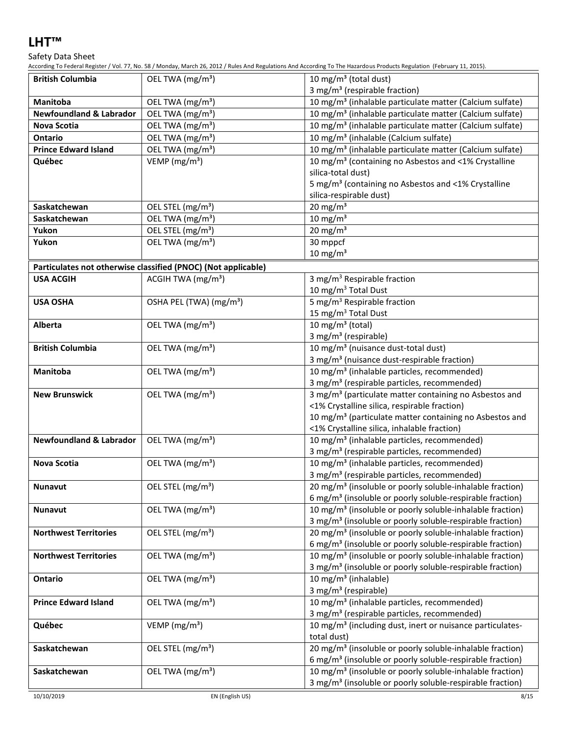| | | |
|---|---|---|
| **British Columbia** | OEL TWA (mg/m³) | 10 mg/m³ (total dust)<br>3 mg/m³ (respirable fraction) |
| **Manitoba** | OEL TWA (mg/m³) | 10 mg/m³ (inhalable particulate matter (Calcium sulfate) |
| **Newfoundland & Labrador** | OEL TWA (mg/m³) | 10 mg/m³ (inhalable particulate matter (Calcium sulfate) |
| **Nova Scotia** | OEL TWA (mg/m³) | 10 mg/m³ (inhalable particulate matter (Calcium sulfate) |
| **Ontario** | OEL TWA (mg/m³) | 10 mg/m³ (inhalable (Calcium sulfate) |
| **Prince Edward Island** | OEL TWA (mg/m³) | 10 mg/m³ (inhalable particulate matter (Calcium sulfate) |
| **Québec** | VEMP (mg/m³) | 10 mg/m³ (containing no Asbestos and <1% Crystalline silica-total dust)<br>5 mg/m³ (containing no Asbestos and <1% Crystalline silica-respirable dust) |
| **Saskatchewan** | OEL STEL (mg/m³) | 20 mg/m³ |
| **Saskatchewan** | OEL TWA (mg/m³) | 10 mg/m³ |
| **Yukon** | OEL STEL (mg/m³) | 20 mg/m³ |
| **Yukon** | OEL TWA (mg/m³) | 30 mppcf<br>10 mg/m³ |
| **Particulates not otherwise classified (PNOC) (Not applicable)** | | |
| **USA ACGIH** | ACGIH TWA (mg/m³) | 3 mg/m³ Respirable fraction<br>10 mg/m³ Total Dust |
| **USA OSHA** | OSHA PEL (TWA) (mg/m³) | 5 mg/m³ Respirable fraction<br>15 mg/m³ Total Dust |
| **Alberta** | OEL TWA (mg/m³) | 10 mg/m³ (total)<br>3 mg/m³ (respirable) |
| **British Columbia** | OEL TWA (mg/m³) | 10 mg/m³ (nuisance dust-total dust)<br>3 mg/m³ (nuisance dust-respirable fraction) |
| **Manitoba** | OEL TWA (mg/m³) | 10 mg/m³ (inhalable particles, recommended)<br>3 mg/m³ (respirable particles, recommended) |
| **New Brunswick** | OEL TWA (mg/m³) | 3 mg/m³ (particulate matter containing no Asbestos and <1% Crystalline silica, respirable fraction)<br>10 mg/m³ (particulate matter containing no Asbestos and <1% Crystalline silica, inhalable fraction) |
| **Newfoundland & Labrador** | OEL TWA (mg/m³) | 10 mg/m³ (inhalable particles, recommended)<br>3 mg/m³ (respirable particles, recommended) |
| **Nova Scotia** | OEL TWA (mg/m³) | 10 mg/m³ (inhalable particles, recommended)<br>3 mg/m³ (respirable particles, recommended) |
| **Nunavut** | OEL STEL (mg/m³) | 20 mg/m³ (insoluble or poorly soluble-inhalable fraction)<br>6 mg/m³ (insoluble or poorly soluble-respirable fraction) |
| **Nunavut** | OEL TWA (mg/m³) | 10 mg/m³ (insoluble or poorly soluble-inhalable fraction)<br>3 mg/m³ (insoluble or poorly soluble-respirable fraction) |
| **Northwest Territories** | OEL STEL (mg/m³) | 20 mg/m³ (insoluble or poorly soluble-inhalable fraction)<br>6 mg/m³ (insoluble or poorly soluble-respirable fraction) |
| **Northwest Territories** | OEL TWA (mg/m³) | 10 mg/m³ (insoluble or poorly soluble-inhalable fraction)<br>3 mg/m³ (insoluble or poorly soluble-respirable fraction) |
| **Ontario** | OEL TWA (mg/m³) | 10 mg/m³ (inhalable)<br>3 mg/m³ (respirable) |
| **Prince Edward Island** | OEL TWA (mg/m³) | 10 mg/m³ (inhalable particles, recommended)<br>3 mg/m³ (respirable particles, recommended) |
| **Québec** | VEMP (mg/m³) | 10 mg/m³ (including dust, inert or nuisance particulates-total dust) |
| **Saskatchewan** | OEL STEL (mg/m³) | 20 mg/m³ (insoluble or poorly soluble-inhalable fraction)<br>6 mg/m³ (insoluble or poorly soluble-respirable fraction) |
| **Saskatchewan** | OEL TWA (mg/m³) | 10 mg/m³ (insoluble or poorly soluble-inhalable fraction)<br>3 mg/m³ (insoluble or poorly soluble-respirable fraction) |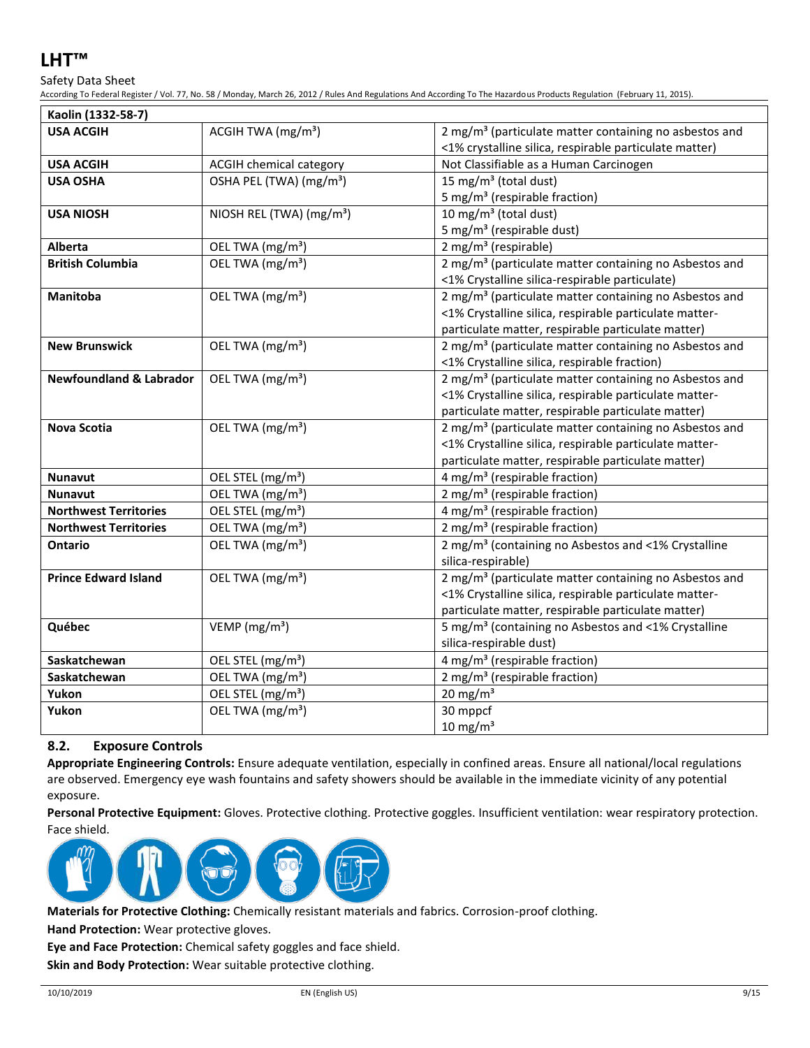| Kaolin (1332-58-7) | | |
|---|---|---|
| **USA ACGIH** | ACGIH TWA (mg/m³) | 2 mg/m³ (particulate matter containing no asbestos and <1% crystalline silica, respirable particulate matter) |
| **USA ACGIH** | ACGIH chemical category | Not Classifiable as a Human Carcinogen |
| **USA OSHA** | OSHA PEL (TWA) (mg/m³) | 15 mg/m³ (total dust)<br>5 mg/m³ (respirable fraction) |
| **USA NIOSH** | NIOSH REL (TWA) (mg/m³) | 10 mg/m³ (total dust)<br>5 mg/m³ (respirable dust) |
| **Alberta** | OEL TWA (mg/m³) | 2 mg/m³ (respirable) |
| **British Columbia** | OEL TWA (mg/m³) | 2 mg/m³ (particulate matter containing no Asbestos and <1% Crystalline silica-respirable particulate) |
| **Manitoba** | OEL TWA (mg/m³) | 2 mg/m³ (particulate matter containing no Asbestos and <1% Crystalline silica, respirable particulate matter-particulate matter, respirable particulate matter) |
| **New Brunswick** | OEL TWA (mg/m³) | 2 mg/m³ (particulate matter containing no Asbestos and <1% Crystalline silica, respirable fraction) |
| **Newfoundland & Labrador** | OEL TWA (mg/m³) | 2 mg/m³ (particulate matter containing no Asbestos and <1% Crystalline silica, respirable particulate matter-particulate matter, respirable particulate matter) |
| **Nova Scotia** | OEL TWA (mg/m³) | 2 mg/m³ (particulate matter containing no Asbestos and <1% Crystalline silica, respirable particulate matter-particulate matter, respirable particulate matter) |
| **Nunavut** | OEL STEL (mg/m³) | 4 mg/m³ (respirable fraction) |
| **Nunavut** | OEL TWA (mg/m³) | 2 mg/m³ (respirable fraction) |
| **Northwest Territories** | OEL STEL (mg/m³) | 4 mg/m³ (respirable fraction) |
| **Northwest Territories** | OEL TWA (mg/m³) | 2 mg/m³ (respirable fraction) |
| **Ontario** | OEL TWA (mg/m³) | 2 mg/m³ (containing no Asbestos and <1% Crystalline silica-respirable) |
| **Prince Edward Island** | OEL TWA (mg/m³) | 2 mg/m³ (particulate matter containing no Asbestos and <1% Crystalline silica, respirable particulate matter-particulate matter, respirable particulate matter) |
| **Québec** | VEMP (mg/m³) | 5 mg/m³ (containing no Asbestos and <1% Crystalline silica-respirable dust) |
| **Saskatchewan** | OEL STEL (mg/m³) | 4 mg/m³ (respirable fraction) |
| **Saskatchewan** | OEL TWA (mg/m³) | 2 mg/m³ (respirable fraction) |
| **Yukon** | OEL STEL (mg/m³) | 20 mg/m³ |
| **Yukon** | OEL TWA (mg/m³) | 30 mppcf<br>10 mg/m³ |

## 8.2. Exposure Controls

**Appropriate Engineering Controls:** Ensure adequate ventilation, especially in confined areas. Ensure all national/local regulations are observed. Emergency eye wash fountains and safety showers should be available in the immediate vicinity of any potential exposure.

**Personal Protective Equipment:** Gloves. Protective clothing. Protective goggles. Insufficient ventilation: wear respiratory protection. Face shield.

**Materials for Protective Clothing:** Chemically resistant materials and fabrics. Corrosion-proof clothing.

**Hand Protection:** Wear protective gloves.

**Eye and Face Protection:** Chemical safety goggles and face shield.

**Skin and Body Protection:** Wear suitable protective clothing.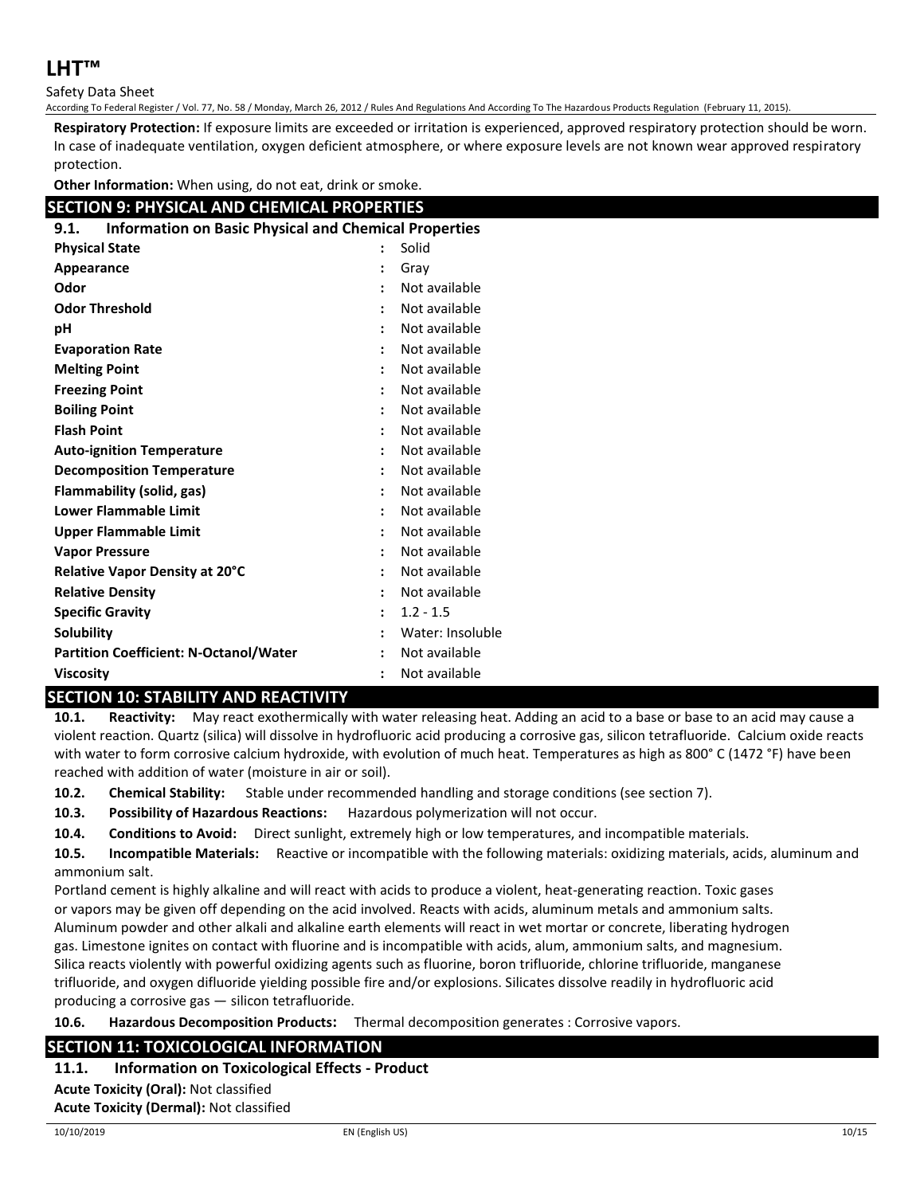**Respiratory Protection:** If exposure limits are exceeded or irritation is experienced, approved respiratory protection should be worn. In case of inadequate ventilation, oxygen deficient atmosphere, or where exposure levels are not known wear approved respiratory protection.

**Other Information:** When using, do not eat, drink or smoke.

## SECTION 9: PHYSICAL AND CHEMICAL PROPERTIES

### 9.1. Information on Basic Physical and Chemical Properties

| | | |
|---|---|---|
| **Physical State** | : | Solid |
| **Appearance** | : | Gray |
| **Odor** | : | Not available |
| **Odor Threshold** | : | Not available |
| **pH** | : | Not available |
| **Evaporation Rate** | : | Not available |
| **Melting Point** | : | Not available |
| **Freezing Point** | : | Not available |
| **Boiling Point** | : | Not available |
| **Flash Point** | : | Not available |
| **Auto-ignition Temperature** | : | Not available |
| **Decomposition Temperature** | : | Not available |
| **Flammability (solid, gas)** | : | Not available |
| **Lower Flammable Limit** | : | Not available |
| **Upper Flammable Limit** | : | Not available |
| **Vapor Pressure** | : | Not available |
| **Relative Vapor Density at 20°C** | : | Not available |
| **Relative Density** | : | Not available |
| **Specific Gravity** | : | 1.2 - 1.5 |
| **Solubility** | : | Water: Insoluble |
| **Partition Coefficient: N-Octanol/Water** | : | Not available |
| **Viscosity** | : | Not available |

## SECTION 10: STABILITY AND REACTIVITY

**10.1. Reactivity:** May react exothermically with water releasing heat. Adding an acid to a base or base to an acid may cause a violent reaction. Quartz (silica) will dissolve in hydrofluoric acid producing a corrosive gas, silicon tetrafluoride. Calcium oxide reacts with water to form corrosive calcium hydroxide, with evolution of much heat. Temperatures as high as 800° C (1472 °F) have been reached with addition of water (moisture in air or soil).

**10.2. Chemical Stability:** Stable under recommended handling and storage conditions (see section 7).

**10.3. Possibility of Hazardous Reactions:** Hazardous polymerization will not occur.

**10.4. Conditions to Avoid:** Direct sunlight, extremely high or low temperatures, and incompatible materials.

**10.5. Incompatible Materials:** Reactive or incompatible with the following materials: oxidizing materials, acids, aluminum and ammonium salt.

Portland cement is highly alkaline and will react with acids to produce a violent, heat-generating reaction. Toxic gases or vapors may be given off depending on the acid involved. Reacts with acids, aluminum metals and ammonium salts. Aluminum powder and other alkali and alkaline earth elements will react in wet mortar or concrete, liberating hydrogen gas. Limestone ignites on contact with fluorine and is incompatible with acids, alum, ammonium salts, and magnesium. Silica reacts violently with powerful oxidizing agents such as fluorine, boron trifluoride, chlorine trifluoride, manganese trifluoride, and oxygen difluoride yielding possible fire and/or explosions. Silicates dissolve readily in hydrofluoric acid producing a corrosive gas — silicon tetrafluoride.

**10.6. Hazardous Decomposition Products:** Thermal decomposition generates : Corrosive vapors.

## SECTION 11: TOXICOLOGICAL INFORMATION

### 11.1. Information on Toxicological Effects - Product

**Acute Toxicity (Oral):** Not classified

**Acute Toxicity (Dermal):** Not classified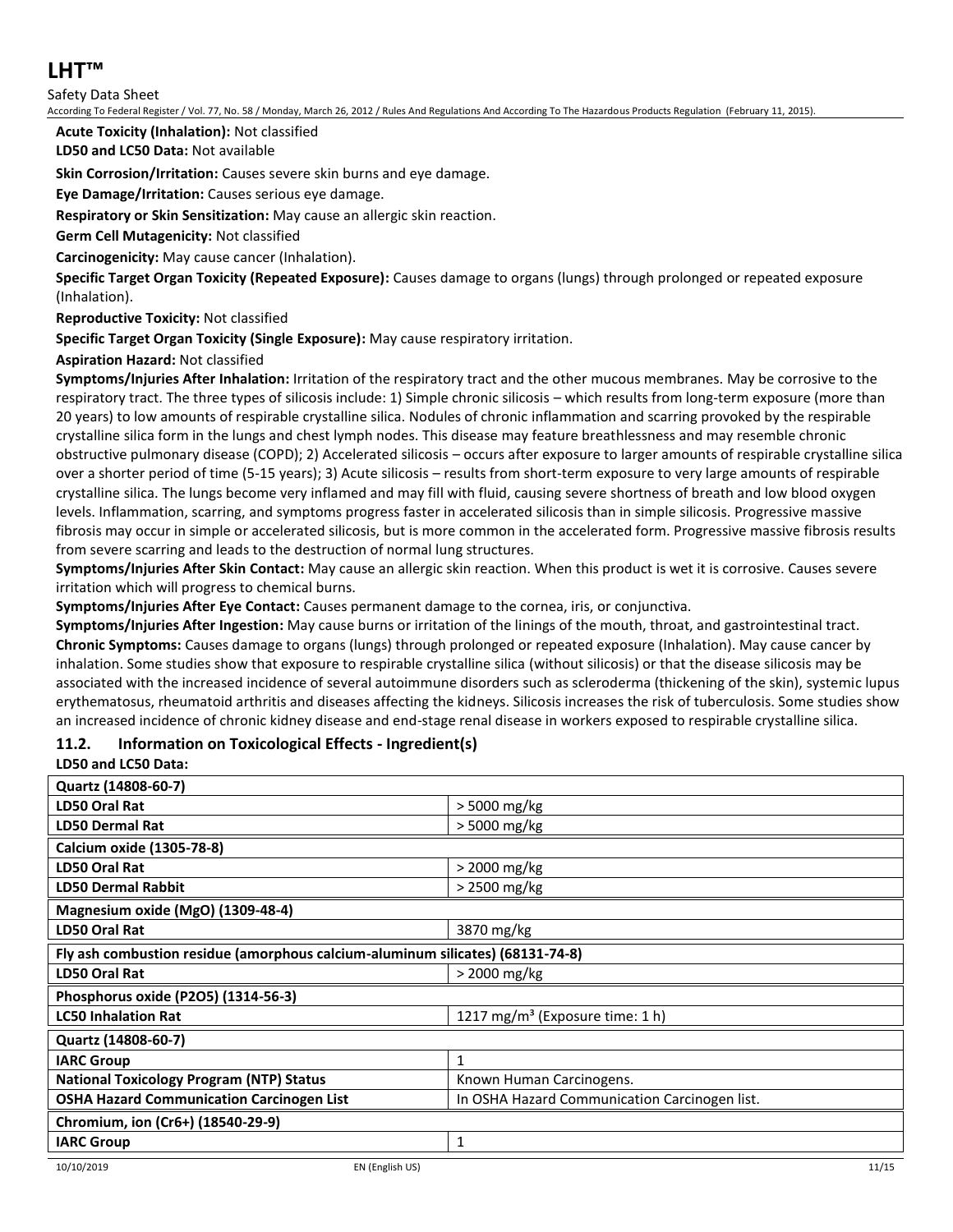**Acute Toxicity (Inhalation):** Not classified

**LD50 and LC50 Data:** Not available

**Skin Corrosion/Irritation:** Causes severe skin burns and eye damage.

**Eye Damage/Irritation:** Causes serious eye damage.

**Respiratory or Skin Sensitization:** May cause an allergic skin reaction.

**Germ Cell Mutagenicity:** Not classified

**Carcinogenicity:** May cause cancer (Inhalation).

**Specific Target Organ Toxicity (Repeated Exposure):** Causes damage to organs (lungs) through prolonged or repeated exposure (Inhalation).

**Reproductive Toxicity:** Not classified

**Specific Target Organ Toxicity (Single Exposure):** May cause respiratory irritation.

**Aspiration Hazard:** Not classified

**Symptoms/Injuries After Inhalation:** Irritation of the respiratory tract and the other mucous membranes. May be corrosive to the respiratory tract. The three types of silicosis include: 1) Simple chronic silicosis – which results from long-term exposure (more than 20 years) to low amounts of respirable crystalline silica. Nodules of chronic inflammation and scarring provoked by the respirable crystalline silica form in the lungs and chest lymph nodes. This disease may feature breathlessness and may resemble chronic obstructive pulmonary disease (COPD); 2) Accelerated silicosis – occurs after exposure to larger amounts of respirable crystalline silica over a shorter period of time (5-15 years); 3) Acute silicosis – results from short-term exposure to very large amounts of respirable crystalline silica. The lungs become very inflamed and may fill with fluid, causing severe shortness of breath and low blood oxygen levels. Inflammation, scarring, and symptoms progress faster in accelerated silicosis than in simple silicosis. Progressive massive fibrosis may occur in simple or accelerated silicosis, but is more common in the accelerated form. Progressive massive fibrosis results from severe scarring and leads to the destruction of normal lung structures.

**Symptoms/Injuries After Skin Contact:** May cause an allergic skin reaction. When this product is wet it is corrosive. Causes severe irritation which will progress to chemical burns.

**Symptoms/Injuries After Eye Contact:** Causes permanent damage to the cornea, iris, or conjunctiva.

**Symptoms/Injuries After Ingestion:** May cause burns or irritation of the linings of the mouth, throat, and gastrointestinal tract.

**Chronic Symptoms:** Causes damage to organs (lungs) through prolonged or repeated exposure (Inhalation). May cause cancer by inhalation. Some studies show that exposure to respirable crystalline silica (without silicosis) or that the disease silicosis may be associated with the increased incidence of several autoimmune disorders such as scleroderma (thickening of the skin), systemic lupus erythematosus, rheumatoid arthritis and diseases affecting the kidneys. Silicosis increases the risk of tuberculosis. Some studies show an increased incidence of chronic kidney disease and end-stage renal disease in workers exposed to respirable crystalline silica.

## 11.2. Information on Toxicological Effects - Ingredient(s)

**LD50 and LC50 Data:**

| | |
|---|---|
| **Quartz (14808-60-7)** | |
| **LD50 Oral Rat** | > 5000 mg/kg |
| **LD50 Dermal Rat** | > 5000 mg/kg |
| **Calcium oxide (1305-78-8)** | |
| **LD50 Oral Rat** | > 2000 mg/kg |
| **LD50 Dermal Rabbit** | > 2500 mg/kg |
| **Magnesium oxide (MgO) (1309-48-4)** | |
| **LD50 Oral Rat** | 3870 mg/kg |
| **Fly ash combustion residue (amorphous calcium-aluminum silicates) (68131-74-8)** | |
| **LD50 Oral Rat** | > 2000 mg/kg |
| **Phosphorus oxide (P2O5) (1314-56-3)** | |
| **LC50 Inhalation Rat** | 1217 mg/m³ (Exposure time: 1 h) |
| **Quartz (14808-60-7)** | |
| **IARC Group** | 1 |
| **National Toxicology Program (NTP) Status** | Known Human Carcinogens. |
| **OSHA Hazard Communication Carcinogen List** | In OSHA Hazard Communication Carcinogen list. |
| **Chromium, ion (Cr6+) (18540-29-9)** | |
| **IARC Group** | 1 |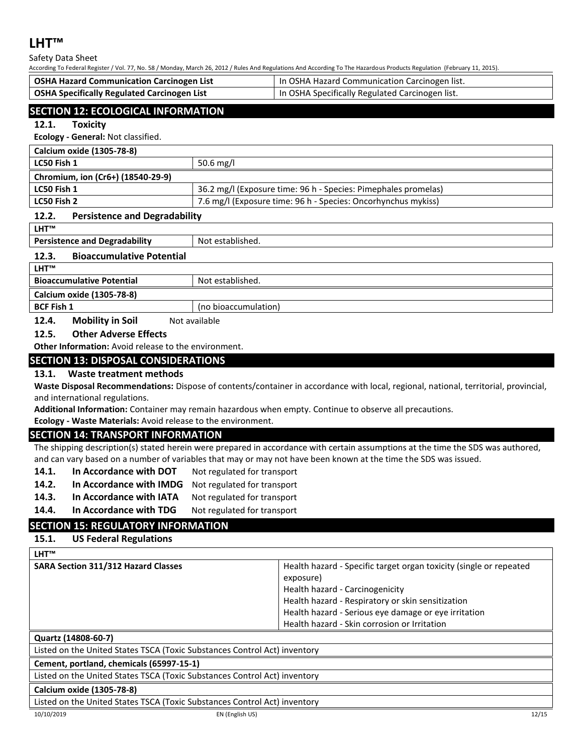| OSHA Hazard Communication Carcinogen List | In OSHA Hazard Communication Carcinogen list. |
|---|---|
| **OSHA Specifically Regulated Carcinogen List** | In OSHA Specifically Regulated Carcinogen list. |

## SECTION 12: ECOLOGICAL INFORMATION

### 12.1. Toxicity

**Ecology - General:** Not classified.

| **Calcium oxide (1305-78-8)** | |
|---|---|
| **LC50 Fish 1** | 50.6 mg/l |
| **Chromium, ion (Cr6+) (18540-29-9)** | |
| **LC50 Fish 1** | 36.2 mg/l (Exposure time: 96 h - Species: Pimephales promelas) |
| **LC50 Fish 2** | 7.6 mg/l (Exposure time: 96 h - Species: Oncorhynchus mykiss) |

### 12.2. Persistence and Degradability

| **LHT™** | |
|---|---|
| **Persistence and Degradability** | Not established. |

### 12.3. Bioaccumulative Potential

| **LHT™** | |
|---|---|
| **Bioaccumulative Potential** | Not established. |
| **Calcium oxide (1305-78-8)** | |
| **BCF Fish 1** | (no bioaccumulation) |

### 12.4. Mobility in Soil

Not available

### 12.5. Other Adverse Effects

**Other Information:** Avoid release to the environment.

## SECTION 13: DISPOSAL CONSIDERATIONS

### 13.1. Waste treatment methods

**Waste Disposal Recommendations:** Dispose of contents/container in accordance with local, regional, national, territorial, provincial, and international regulations.

**Additional Information:** Container may remain hazardous when empty. Continue to observe all precautions.

**Ecology - Waste Materials:** Avoid release to the environment.

## SECTION 14: TRANSPORT INFORMATION

The shipping description(s) stated herein were prepared in accordance with certain assumptions at the time the SDS was authored, and can vary based on a number of variables that may or may not have been known at the time the SDS was issued.

**14.1. In Accordance with DOT** Not regulated for transport

**14.2. In Accordance with IMDG** Not regulated for transport

**14.3. In Accordance with IATA** Not regulated for transport

**14.4. In Accordance with TDG** Not regulated for transport

## SECTION 15: REGULATORY INFORMATION

### 15.1. US Federal Regulations

| **LHT™** | |
|---|---|
| **SARA Section 311/312 Hazard Classes** | Health hazard - Specific target organ toxicity (single or repeated exposure)<br>Health hazard - Carcinogenicity<br>Health hazard - Respiratory or skin sensitization<br>Health hazard - Serious eye damage or eye irritation<br>Health hazard - Skin corrosion or Irritation |

| **Quartz (14808-60-7)** |
|---|
| Listed on the United States TSCA (Toxic Substances Control Act) inventory |
| **Cement, portland, chemicals (65997-15-1)** |
| Listed on the United States TSCA (Toxic Substances Control Act) inventory |
| **Calcium oxide (1305-78-8)** |
| Listed on the United States TSCA (Toxic Substances Control Act) inventory |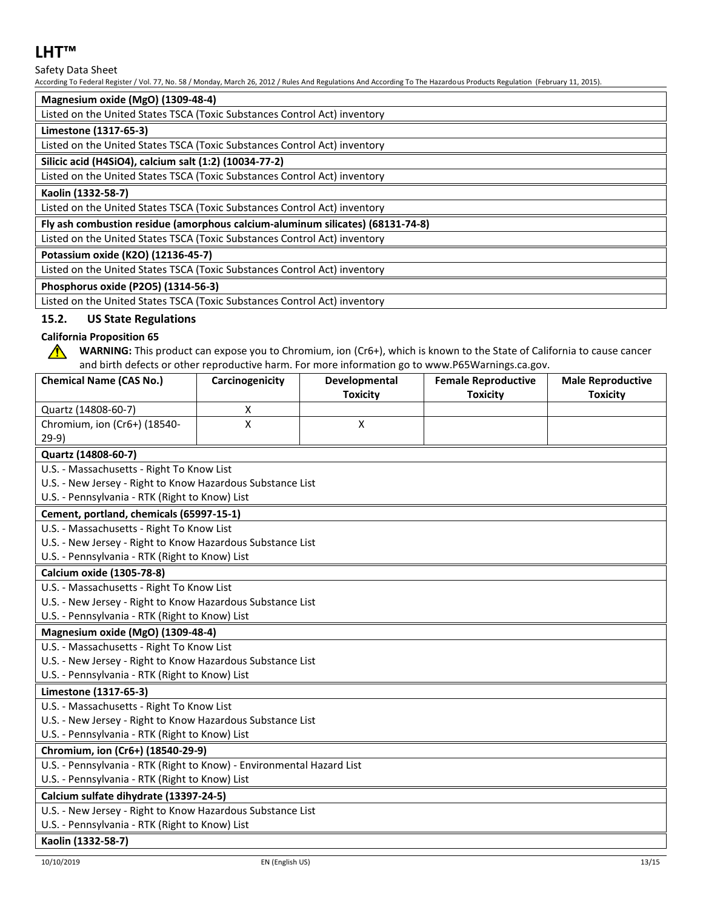| Magnesium oxide (MgO) (1309-48-4) |
|---|
| Listed on the United States TSCA (Toxic Substances Control Act) inventory |

| Limestone (1317-65-3) |
|---|
| Listed on the United States TSCA (Toxic Substances Control Act) inventory |

| Silicic acid ($H_4SiO_4$), calcium salt (1:2) (10034-77-2) |
|---|
| Listed on the United States TSCA (Toxic Substances Control Act) inventory |

| Kaolin (1332-58-7) |
|---|
| Listed on the United States TSCA (Toxic Substances Control Act) inventory |

| Fly ash combustion residue (amorphous calcium-aluminum silicates) (68131-74-8) |
|---|
| Listed on the United States TSCA (Toxic Substances Control Act) inventory |

| Potassium oxide ($K_2O$) (12136-45-7) |
|---|
| Listed on the United States TSCA (Toxic Substances Control Act) inventory |

| Phosphorus oxide ($P_2O_5$) (1314-56-3) |
|---|
| Listed on the United States TSCA (Toxic Substances Control Act) inventory |

## 15.2. US State Regulations

**California Proposition 65**

⚠ **WARNING:** This product can expose you to Chromium, ion (Cr6+), which is known to the State of California to cause cancer and birth defects or other reproductive harm. For more information go to www.P65Warnings.ca.gov.

| Chemical Name (CAS No.) | Carcinogenicity | Developmental Toxicity | Female Reproductive Toxicity | Male Reproductive Toxicity |
|---|---|---|---|---|
| Quartz (14808-60-7) | X | | | |
| Chromium, ion (Cr6+) (18540-29-9) | X | X | | |

| Quartz (14808-60-7) |
|---|
| U.S. - Massachusetts - Right To Know List |
| U.S. - New Jersey - Right to Know Hazardous Substance List |
| U.S. - Pennsylvania - RTK (Right to Know) List |

| Cement, portland, chemicals (65997-15-1) |
|---|
| U.S. - Massachusetts - Right To Know List |
| U.S. - New Jersey - Right to Know Hazardous Substance List |
| U.S. - Pennsylvania - RTK (Right to Know) List |

| Calcium oxide (1305-78-8) |
|---|
| U.S. - Massachusetts - Right To Know List |
| U.S. - New Jersey - Right to Know Hazardous Substance List |
| U.S. - Pennsylvania - RTK (Right to Know) List |

| Magnesium oxide (MgO) (1309-48-4) |
|---|
| U.S. - Massachusetts - Right To Know List |
| U.S. - New Jersey - Right to Know Hazardous Substance List |
| U.S. - Pennsylvania - RTK (Right to Know) List |

| Limestone (1317-65-3) |
|---|
| U.S. - Massachusetts - Right To Know List |
| U.S. - New Jersey - Right to Know Hazardous Substance List |
| U.S. - Pennsylvania - RTK (Right to Know) List |

| Chromium, ion (Cr6+) (18540-29-9) |
|---|
| U.S. - Pennsylvania - RTK (Right to Know) - Environmental Hazard List |
| U.S. - Pennsylvania - RTK (Right to Know) List |

| Calcium sulfate dihydrate (13397-24-5) |
|---|
| U.S. - New Jersey - Right to Know Hazardous Substance List |
| U.S. - Pennsylvania - RTK (Right to Know) List |

| Kaolin (1332-58-7) |
|---|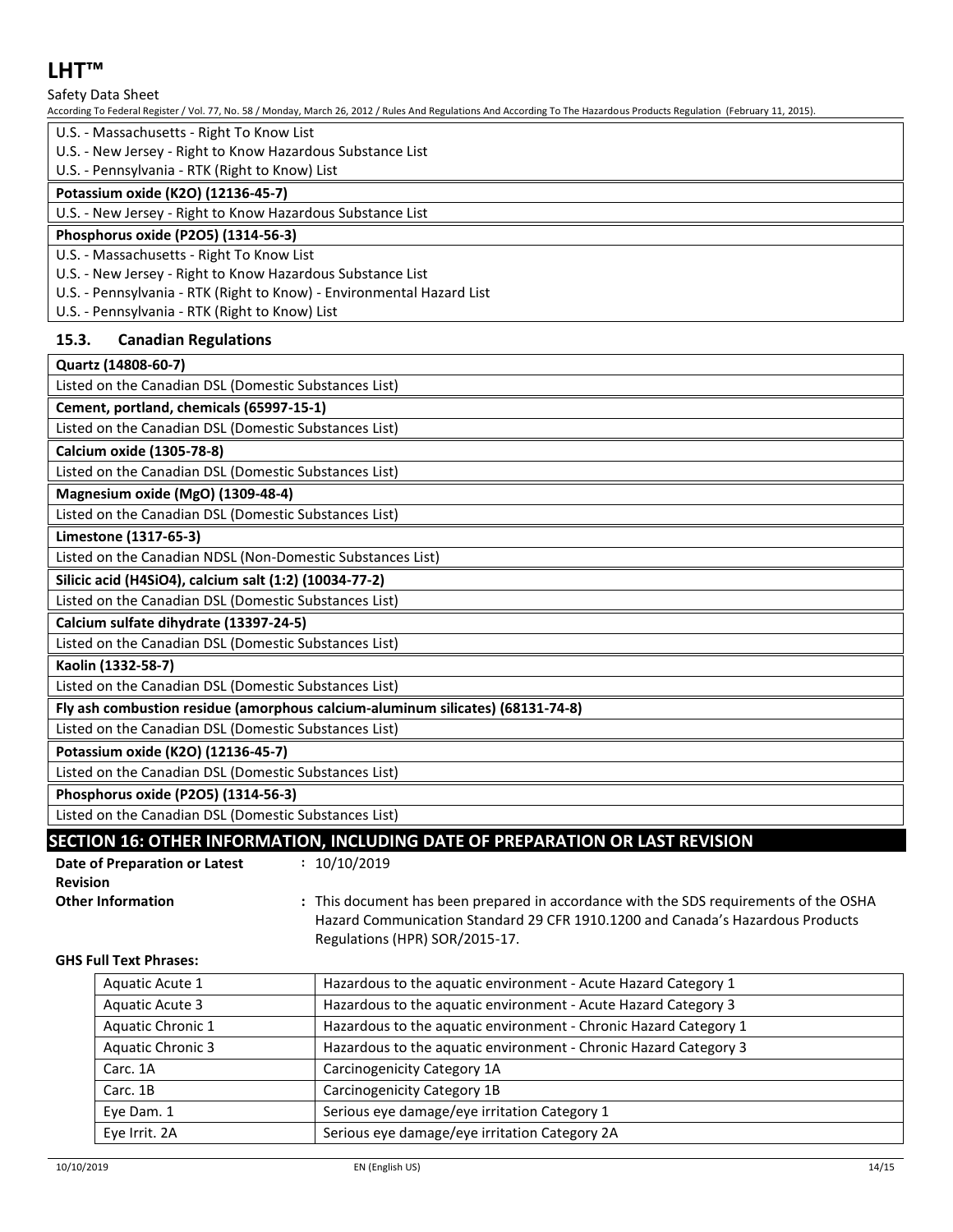| |
|---|
| U.S. - Massachusetts - Right To Know List |
| U.S. - New Jersey - Right to Know Hazardous Substance List |
| U.S. - Pennsylvania - RTK (Right to Know) List |
| **Potassium oxide (K2O) (12136-45-7)** |
| U.S. - New Jersey - Right to Know Hazardous Substance List |
| **Phosphorus oxide (P2O5) (1314-56-3)** |
| U.S. - Massachusetts - Right To Know List |
| U.S. - New Jersey - Right to Know Hazardous Substance List |
| U.S. - Pennsylvania - RTK (Right to Know) - Environmental Hazard List |
| U.S. - Pennsylvania - RTK (Right to Know) List |

### 15.3. Canadian Regulations

| |
|---|
| **Quartz (14808-60-7)** |
| Listed on the Canadian DSL (Domestic Substances List) |
| **Cement, portland, chemicals (65997-15-1)** |
| Listed on the Canadian DSL (Domestic Substances List) |
| **Calcium oxide (1305-78-8)** |
| Listed on the Canadian DSL (Domestic Substances List) |
| **Magnesium oxide (MgO) (1309-48-4)** |
| Listed on the Canadian DSL (Domestic Substances List) |
| **Limestone (1317-65-3)** |
| Listed on the Canadian NDSL (Non-Domestic Substances List) |
| **Silicic acid (H4SiO4), calcium salt (1:2) (10034-77-2)** |
| Listed on the Canadian DSL (Domestic Substances List) |
| **Calcium sulfate dihydrate (13397-24-5)** |
| Listed on the Canadian DSL (Domestic Substances List) |
| **Kaolin (1332-58-7)** |
| Listed on the Canadian DSL (Domestic Substances List) |
| **Fly ash combustion residue (amorphous calcium-aluminum silicates) (68131-74-8)** |
| Listed on the Canadian DSL (Domestic Substances List) |
| **Potassium oxide (K2O) (12136-45-7)** |
| Listed on the Canadian DSL (Domestic Substances List) |
| **Phosphorus oxide (P2O5) (1314-56-3)** |
| Listed on the Canadian DSL (Domestic Substances List) |

## SECTION 16: OTHER INFORMATION, INCLUDING DATE OF PREPARATION OR LAST REVISION

**Date of Preparation or Latest Revision** : 10/10/2019

**Other Information** : This document has been prepared in accordance with the SDS requirements of the OSHA Hazard Communication Standard 29 CFR 1910.1200 and Canada's Hazardous Products Regulations (HPR) SOR/2015-17.

**GHS Full Text Phrases:**

| | |
|---|---|
| Aquatic Acute 1 | Hazardous to the aquatic environment - Acute Hazard Category 1 |
| Aquatic Acute 3 | Hazardous to the aquatic environment - Acute Hazard Category 3 |
| Aquatic Chronic 1 | Hazardous to the aquatic environment - Chronic Hazard Category 1 |
| Aquatic Chronic 3 | Hazardous to the aquatic environment - Chronic Hazard Category 3 |
| Carc. 1A | Carcinogenicity Category 1A |
| Carc. 1B | Carcinogenicity Category 1B |
| Eye Dam. 1 | Serious eye damage/eye irritation Category 1 |
| Eye Irrit. 2A | Serious eye damage/eye irritation Category 2A |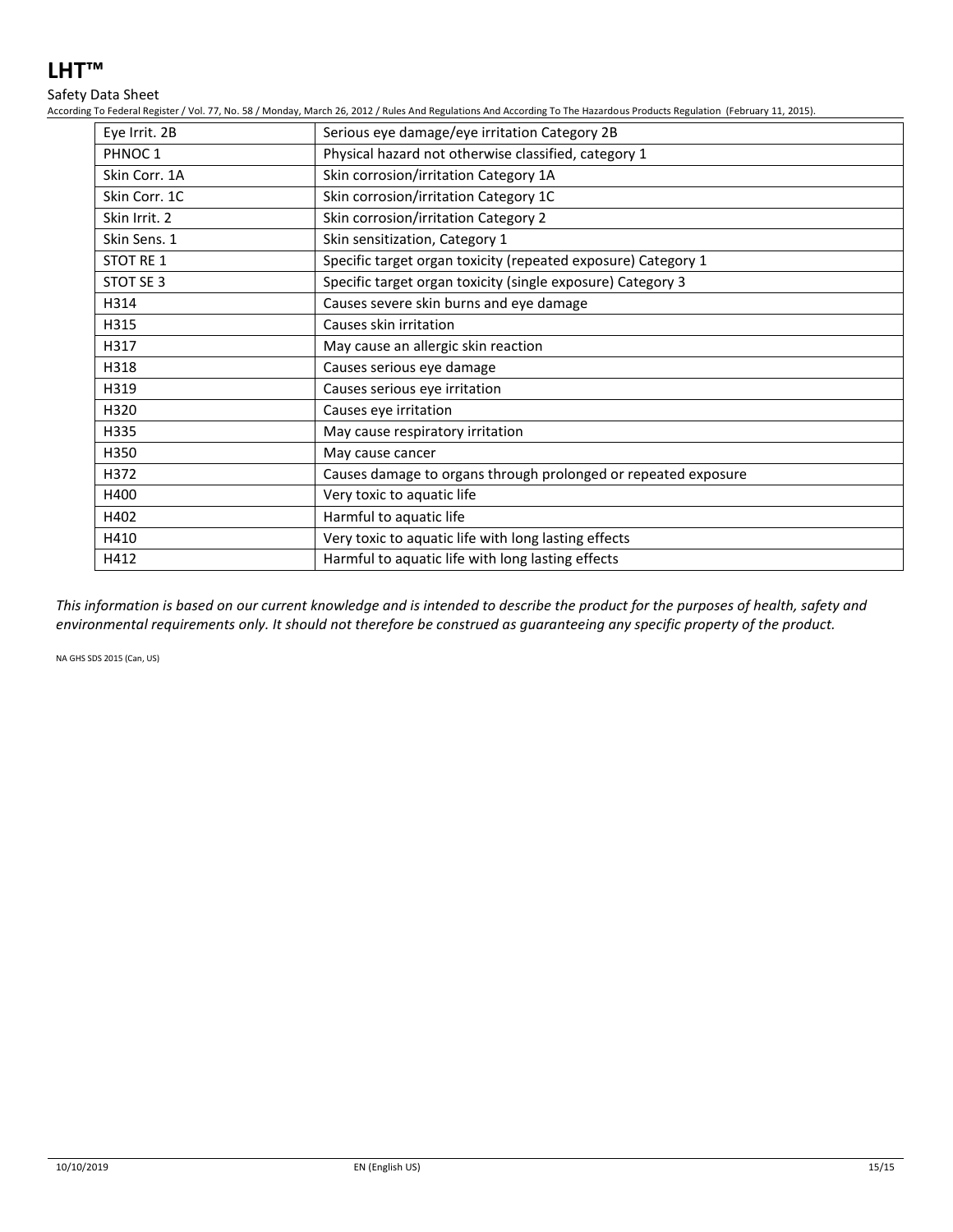| | |
|---|---|
| Eye Irrit. 2B | Serious eye damage/eye irritation Category 2B |
| PHNOC 1 | Physical hazard not otherwise classified, category 1 |
| Skin Corr. 1A | Skin corrosion/irritation Category 1A |
| Skin Corr. 1C | Skin corrosion/irritation Category 1C |
| Skin Irrit. 2 | Skin corrosion/irritation Category 2 |
| Skin Sens. 1 | Skin sensitization, Category 1 |
| STOT RE 1 | Specific target organ toxicity (repeated exposure) Category 1 |
| STOT SE 3 | Specific target organ toxicity (single exposure) Category 3 |
| H314 | Causes severe skin burns and eye damage |
| H315 | Causes skin irritation |
| H317 | May cause an allergic skin reaction |
| H318 | Causes serious eye damage |
| H319 | Causes serious eye irritation |
| H320 | Causes eye irritation |
| H335 | May cause respiratory irritation |
| H350 | May cause cancer |
| H372 | Causes damage to organs through prolonged or repeated exposure |
| H400 | Very toxic to aquatic life |
| H402 | Harmful to aquatic life |
| H410 | Very toxic to aquatic life with long lasting effects |
| H412 | Harmful to aquatic life with long lasting effects |

*This information is based on our current knowledge and is intended to describe the product for the purposes of health, safety and environmental requirements only. It should not therefore be construed as guaranteeing any specific property of the product.*

NA GHS SDS 2015 (Can, US)